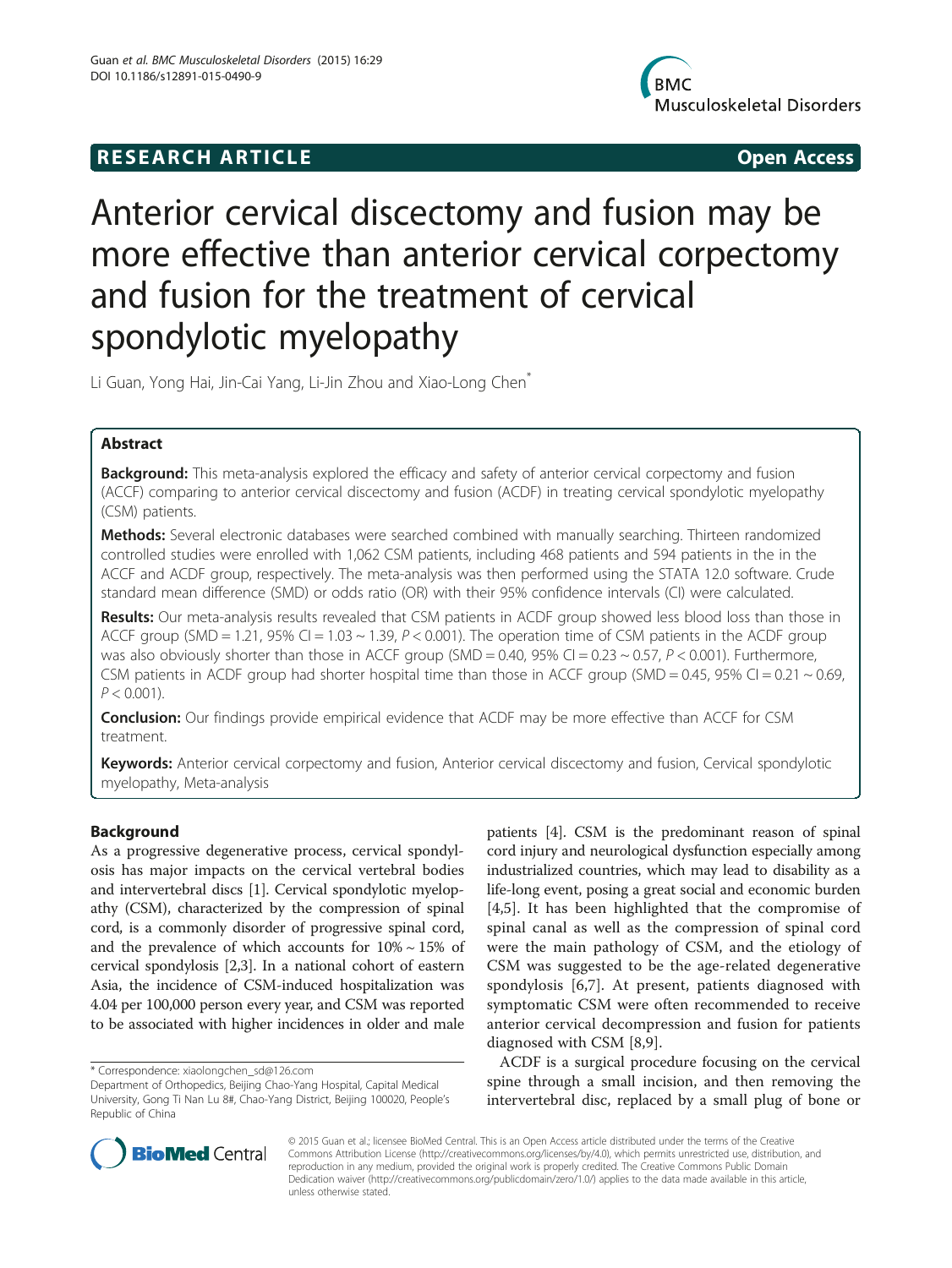**RESEARCH ARTICLE** **Open Access**

# Anterior cervical discectomy and fusion may be more effective than anterior cervical corpectomy and fusion for the treatment of cervical spondylotic myelopathy

Li Guan, Yong Hai, Jin-Cai Yang, Li-Jin Zhou and Xiao-Long Chen*

## Abstract

**Background:** This meta-analysis explored the efficacy and safety of anterior cervical corpectomy and fusion (ACCF) comparing to anterior cervical discectomy and fusion (ACDF) in treating cervical spondylotic myelopathy (CSM) patients.

**Methods:** Several electronic databases were searched combined with manually searching. Thirteen randomized controlled studies were enrolled with 1,062 CSM patients, including 468 patients and 594 patients in the in the ACCF and ACDF group, respectively. The meta-analysis was then performed using the STATA 12.0 software. Crude standard mean difference (SMD) or odds ratio (OR) with their 95% confidence intervals (CI) were calculated.

**Results:** Our meta-analysis results revealed that CSM patients in ACDF group showed less blood loss than those in ACCF group (SMD = 1.21, 95% CI = 1.03 ~ 1.39, $P < 0.001$). The operation time of CSM patients in the ACDF group was also obviously shorter than those in ACCF group (SMD = 0.40, 95% CI = 0.23 ~ 0.57, $P < 0.001$). Furthermore, CSM patients in ACDF group had shorter hospital time than those in ACCF group (SMD = 0.45, 95% CI = 0.21 ~ 0.69, $P < 0.001$).

**Conclusion:** Our findings provide empirical evidence that ACDF may be more effective than ACCF for CSM treatment.

**Keywords:** Anterior cervical corpectomy and fusion, Anterior cervical discectomy and fusion, Cervical spondylotic myelopathy, Meta-analysis

## Background

As a progressive degenerative process, cervical spondylosis has major impacts on the cervical vertebral bodies and intervertebral discs [1]. Cervical spondylotic myelopathy (CSM), characterized by the compression of spinal cord, is a commonly disorder of progressive spinal cord, and the prevalence of which accounts for 10% ~ 15% of cervical spondylosis [2,3]. In a national cohort of eastern Asia, the incidence of CSM-induced hospitalization was 4.04 per 100,000 person every year, and CSM was reported to be associated with higher incidences in older and male patients [4]. CSM is the predominant reason of spinal cord injury and neurological dysfunction especially among industrialized countries, which may lead to disability as a life-long event, posing a great social and economic burden [4,5]. It has been highlighted that the compromise of spinal canal as well as the compression of spinal cord were the main pathology of CSM, and the etiology of CSM was suggested to be the age-related degenerative spondylosis [6,7]. At present, patients diagnosed with symptomatic CSM were often recommended to receive anterior cervical decompression and fusion for patients diagnosed with CSM [8,9].

ACDF is a surgical procedure focusing on the cervical spine through a small incision, and then removing the intervertebral disc, replaced by a small plug of bone or

\* Correspondence: xiaolongchen_sd@126.com
Department of Orthopedics, Beijing Chao-Yang Hospital, Capital Medical University, Gong Ti Nan Lu 8#, Chao-Yang District, Beijing 100020, People's Republic of China

© 2015 Guan et al.; licensee BioMed Central. This is an Open Access article distributed under the terms of the Creative Commons Attribution License (http://creativecommons.org/licenses/by/4.0), which permits unrestricted use, distribution, and reproduction in any medium, provided the original work is properly credited. The Creative Commons Public Domain Dedication waiver (http://creativecommons.org/publicdomain/zero/1.0/) applies to the data made available in this article, unless otherwise stated.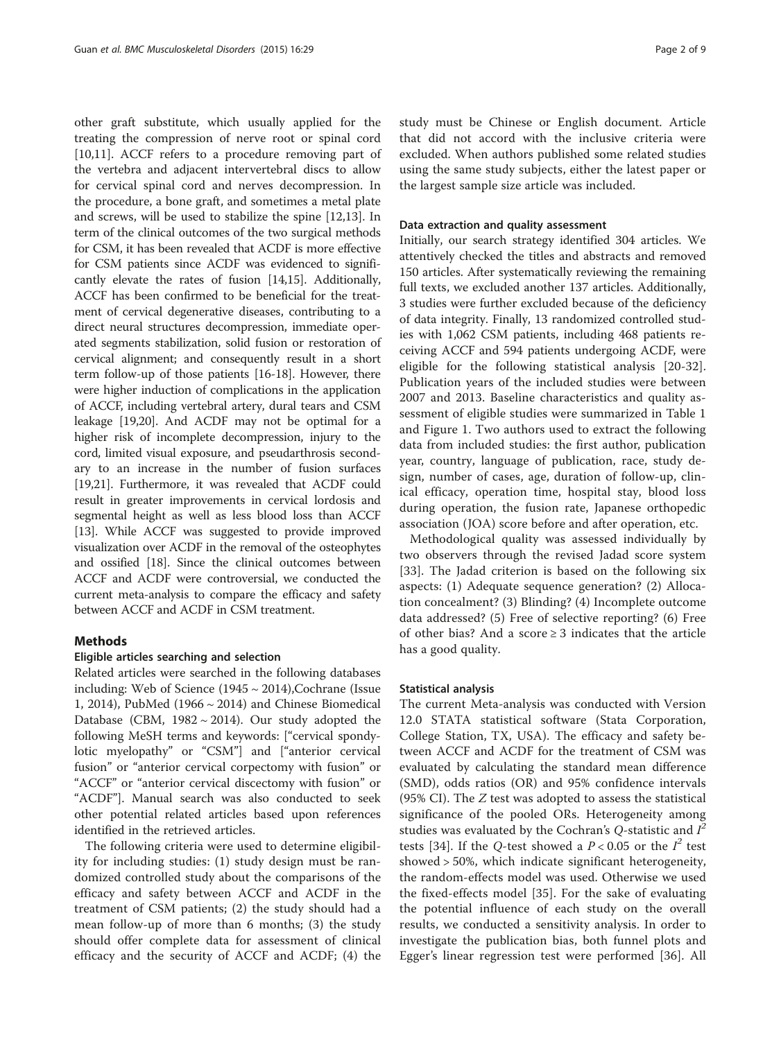other graft substitute, which usually applied for the treating the compression of nerve root or spinal cord [10,11]. ACCF refers to a procedure removing part of the vertebra and adjacent intervertebral discs to allow for cervical spinal cord and nerves decompression. In the procedure, a bone graft, and sometimes a metal plate and screws, will be used to stabilize the spine [12,13]. In term of the clinical outcomes of the two surgical methods for CSM, it has been revealed that ACDF is more effective for CSM patients since ACDF was evidenced to significantly elevate the rates of fusion [14,15]. Additionally, ACCF has been confirmed to be beneficial for the treatment of cervical degenerative diseases, contributing to a direct neural structures decompression, immediate operated segments stabilization, solid fusion or restoration of cervical alignment; and consequently result in a short term follow-up of those patients [16-18]. However, there were higher induction of complications in the application of ACCF, including vertebral artery, dural tears and CSM leakage [19,20]. And ACDF may not be optimal for a higher risk of incomplete decompression, injury to the cord, limited visual exposure, and pseudarthrosis secondary to an increase in the number of fusion surfaces [19,21]. Furthermore, it was revealed that ACDF could result in greater improvements in cervical lordosis and segmental height as well as less blood loss than ACCF [13]. While ACCF was suggested to provide improved visualization over ACDF in the removal of the osteophytes and ossified [18]. Since the clinical outcomes between ACCF and ACDF were controversial, we conducted the current meta-analysis to compare the efficacy and safety between ACCF and ACDF in CSM treatment.

## Methods

### Eligible articles searching and selection

Related articles were searched in the following databases including: Web of Science (1945 ~ 2014),Cochrane (Issue 1, 2014), PubMed (1966 ~ 2014) and Chinese Biomedical Database (CBM, 1982 ~ 2014). Our study adopted the following MeSH terms and keywords: ["cervical spondylotic myelopathy" or "CSM"] and ["anterior cervical fusion" or "anterior cervical corpectomy with fusion" or "ACCF" or "anterior cervical discectomy with fusion" or "ACDF"]. Manual search was also conducted to seek other potential related articles based upon references identified in the retrieved articles.

The following criteria were used to determine eligibility for including studies: (1) study design must be randomized controlled study about the comparisons of the efficacy and safety between ACCF and ACDF in the treatment of CSM patients; (2) the study should had a mean follow-up of more than 6 months; (3) the study should offer complete data for assessment of clinical efficacy and the security of ACCF and ACDF; (4) the study must be Chinese or English document. Article that did not accord with the inclusive criteria were excluded. When authors published some related studies using the same study subjects, either the latest paper or the largest sample size article was included.

### Data extraction and quality assessment

Initially, our search strategy identified 304 articles. We attentively checked the titles and abstracts and removed 150 articles. After systematically reviewing the remaining full texts, we excluded another 137 articles. Additionally, 3 studies were further excluded because of the deficiency of data integrity. Finally, 13 randomized controlled studies with 1,062 CSM patients, including 468 patients receiving ACCF and 594 patients undergoing ACDF, were eligible for the following statistical analysis [20-32]. Publication years of the included studies were between 2007 and 2013. Baseline characteristics and quality assessment of eligible studies were summarized in Table 1 and Figure 1. Two authors used to extract the following data from included studies: the first author, publication year, country, language of publication, race, study design, number of cases, age, duration of follow-up, clinical efficacy, operation time, hospital stay, blood loss during operation, the fusion rate, Japanese orthopedic association (JOA) score before and after operation, etc.

Methodological quality was assessed individually by two observers through the revised Jadad score system [33]. The Jadad criterion is based on the following six aspects: (1) Adequate sequence generation? (2) Allocation concealment? (3) Blinding? (4) Incomplete outcome data addressed? (5) Free of selective reporting? (6) Free of other bias? And a score ≥ 3 indicates that the article has a good quality.

### Statistical analysis

The current Meta-analysis was conducted with Version 12.0 STATA statistical software (Stata Corporation, College Station, TX, USA). The efficacy and safety between ACCF and ACDF for the treatment of CSM was evaluated by calculating the standard mean difference (SMD), odds ratios (OR) and 95% confidence intervals (95% CI). The $Z$ test was adopted to assess the statistical significance of the pooled ORs. Heterogeneity among studies was evaluated by the Cochran's $Q$-statistic and $I^2$ tests [34]. If the $Q$-test showed a $P < 0.05$ or the $I^2$ test showed > 50%, which indicate significant heterogeneity, the random-effects model was used. Otherwise we used the fixed-effects model [35]. For the sake of evaluating the potential influence of each study on the overall results, we conducted a sensitivity analysis. In order to investigate the publication bias, both funnel plots and Egger's linear regression test were performed [36]. All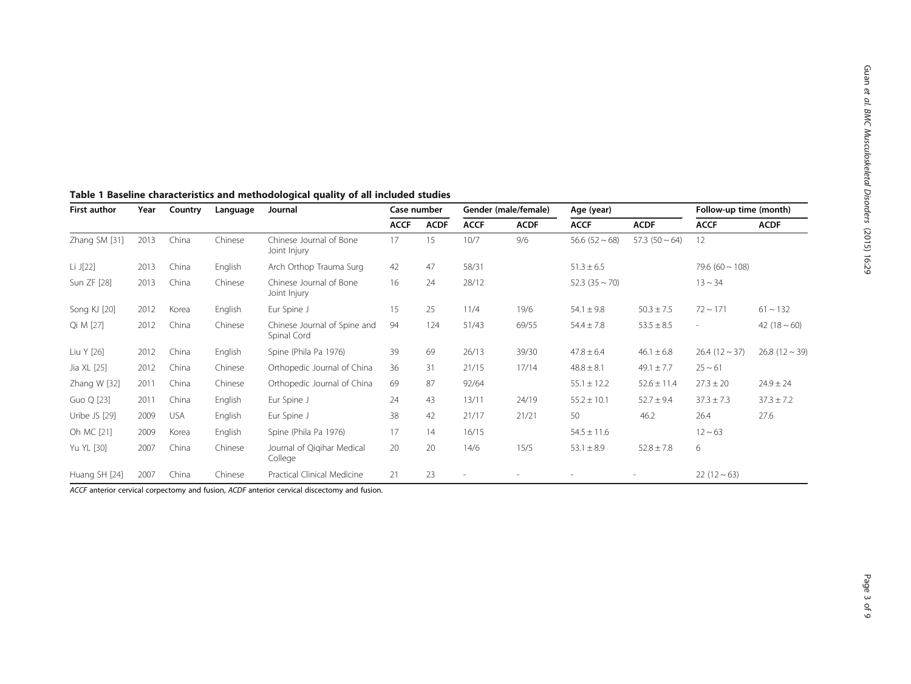**Table 1 Baseline characteristics and methodological quality of all included studies**

| First author | Year | Country | Language | Journal | Case number | | Gender (male/female) | | Age (year) | | Follow-up time (month) | |
|---|---|---|---|---|---|---|---|---|---|---|---|---|
| | | | | | ACCF | ACDF | ACCF | ACDF | ACCF | ACDF | ACCF | ACDF |
| Zhang SM [31] | 2013 | China | Chinese | Chinese Journal of Bone Joint Injury | 17 | 15 | 10/7 | 9/6 | 56.6 (52 ~ 68) | 57.3 (50 ~ 64) | 12 | |
| Li J[22] | 2013 | China | English | Arch Orthop Trauma Surg | 42 | 47 | 58/31 | | 51.3 ± 6.5 | | 79.6 (60 ~ 108) | |
| Sun ZF [28] | 2013 | China | Chinese | Chinese Journal of Bone Joint Injury | 16 | 24 | 28/12 | | 52.3 (35 ~ 70) | | 13 ~ 34 | |
| Song KJ [20] | 2012 | Korea | English | Eur Spine J | 15 | 25 | 11/4 | 19/6 | 54.1 ± 9.8 | 50.3 ± 7.5 | 72 ~ 171 | 61 ~ 132 |
| Qi M [27] | 2012 | China | Chinese | Chinese Journal of Spine and Spinal Cord | 94 | 124 | 51/43 | 69/55 | 54.4 ± 7.8 | 53.5 ± 8.5 | - | 42 (18 ~ 60) |
| Liu Y [26] | 2012 | China | English | Spine (Phila Pa 1976) | 39 | 69 | 26/13 | 39/30 | 47.8 ± 6.4 | 46.1 ± 6.8 | 26.4 (12 ~ 37) | 26.8 (12 ~ 39) |
| Jia XL [25] | 2012 | China | Chinese | Orthopedic Journal of China | 36 | 31 | 21/15 | 17/14 | 48.8 ± 8.1 | 49.1 ± 7.7 | 25 ~ 61 | |
| Zhang W [32] | 2011 | China | Chinese | Orthopedic Journal of China | 69 | 87 | 92/64 | | 55.1 ± 12.2 | 52.6 ± 11.4 | 27.3 ± 20 | 24.9 ± 24 |
| Guo Q [23] | 2011 | China | English | Eur Spine J | 24 | 43 | 13/11 | 24/19 | 55.2 ± 10.1 | 52.7 ± 9.4 | 37.3 ± 7.3 | 37.3 ± 7.2 |
| Uribe JS [29] | 2009 | USA | English | Eur Spine J | 38 | 42 | 21/17 | 21/21 | 50 | 46.2 | 26.4 | 27.6 |
| Oh MC [21] | 2009 | Korea | English | Spine (Phila Pa 1976) | 17 | 14 | 16/15 | | 54.5 ± 11.6 | | 12 ~ 63 | |
| Yu YL [30] | 2007 | China | Chinese | Journal of Qiqihar Medical College | 20 | 20 | 14/6 | 15/5 | 53.1 ± 8.9 | 52.8 ± 7.8 | 6 | |
| Huang SH [24] | 2007 | China | Chinese | Practical Clinical Medicine | 21 | 23 | - | - | - | - | 22 (12 ~ 63) | |

*ACCF* anterior cervical corpectomy and fusion, *ACDF* anterior cervical discectomy and fusion.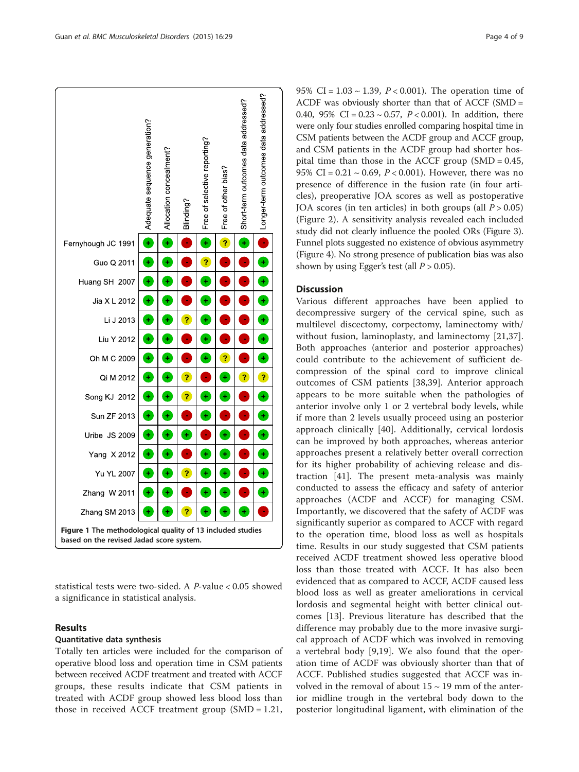| | Adequate sequence generation? | Allocation concealment? | Blinding? | Free of selective reporting? | Free of other bias? | Short-term outcomes data addressed? | Longer-term outcomes data addressed? |
|---|---|---|---|---|---|---|---|
| Fernyhough JC 1991 | + | + | - | + | ? | + | - |
| Guo Q 2011 | + | + | - | ? | - | - | + |
| Huang SH 2007 | + | + | - | + | - | - | + |
| Jia X L 2012 | + | + | - | + | - | - | + |
| Li J 2013 | + | + | ? | + | - | - | + |
| Liu Y 2012 | + | + | - | + | - | - | + |
| Oh M C 2009 | + | + | - | + | ? | - | + |
| Qi M 2012 | + | + | ? | - | + | ? | ? |
| Song KJ 2012 | + | + | ? | + | + | - | + |
| Sun ZF 2013 | + | + | - | + | - | - | + |
| Uribe JS 2009 | + | + | + | - | + | - | + |
| Yang X 2012 | + | + | - | + | + | - | + |
| Yu YL 2007 | + | + | ? | + | + | - | + |
| Zhang W 2011 | + | + | - | + | + | - | + |
| Zhang SM 2013 | + | + | ? | + | + | + | - |

**Figure 1 The methodological quality of 13 included studies based on the revised Jadad score system.**

statistical tests were two-sided. A *P*-value < 0.05 showed a significance in statistical analysis.

## Results

### Quantitative data synthesis

Totally ten articles were included for the comparison of operative blood loss and operation time in CSM patients between received ACDF treatment and treated with ACCF groups, these results indicate that CSM patients in treated with ACDF group showed less blood loss than those in received ACCF treatment group (SMD = 1.21, 95% CI = 1.03 ~ 1.39, $P < 0.001$). The operation time of ACDF was obviously shorter than that of ACCF (SMD = 0.40, 95% CI = 0.23 ~ 0.57, $P < 0.001$). In addition, there were only four studies enrolled comparing hospital time in CSM patients between the ACDF group and ACCF group, and CSM patients in the ACDF group had shorter hospital time than those in the ACCF group (SMD = 0.45, 95% CI = 0.21 ~ 0.69, $P < 0.001$). However, there was no presence of difference in the fusion rate (in four articles), preoperative JOA scores as well as postoperative JOA scores (in ten articles) in both groups (all $P > 0.05$) (Figure 2). A sensitivity analysis revealed each included study did not clearly influence the pooled ORs (Figure 3). Funnel plots suggested no existence of obvious asymmetry (Figure 4). No strong presence of publication bias was also shown by using Egger's test (all $P > 0.05$).

## Discussion

Various different approaches have been applied to decompressive surgery of the cervical spine, such as multilevel discectomy, corpectomy, laminectomy with/without fusion, laminoplasty, and laminectomy [21,37]. Both approaches (anterior and posterior approaches) could contribute to the achievement of sufficient decompression of the spinal cord to improve clinical outcomes of CSM patients [38,39]. Anterior approach appears to be more suitable when the pathologies of anterior involve only 1 or 2 vertebral body levels, while if more than 2 levels usually proceed using an posterior approach clinically [40]. Additionally, cervical lordosis can be improved by both approaches, whereas anterior approaches present a relatively better overall correction for its higher probability of achieving release and distraction [41]. The present meta-analysis was mainly conducted to assess the efficacy and safety of anterior approaches (ACDF and ACCF) for managing CSM. Importantly, we discovered that the safety of ACDF was significantly superior as compared to ACCF with regard to the operation time, blood loss as well as hospitals time. Results in our study suggested that CSM patients received ACDF treatment showed less operative blood loss than those treated with ACCF. It has also been evidenced that as compared to ACCF, ACDF caused less blood loss as well as greater ameliorations in cervical lordosis and segmental height with better clinical outcomes [13]. Previous literature has described that the difference may probably due to the more invasive surgical approach of ACDF which was involved in removing a vertebral body [9,19]. We also found that the operation time of ACDF was obviously shorter than that of ACCF. Published studies suggested that ACCF was involved in the removal of about 15 ~ 19 mm of the anterior midline trough in the vertebral body down to the posterior longitudinal ligament, with elimination of the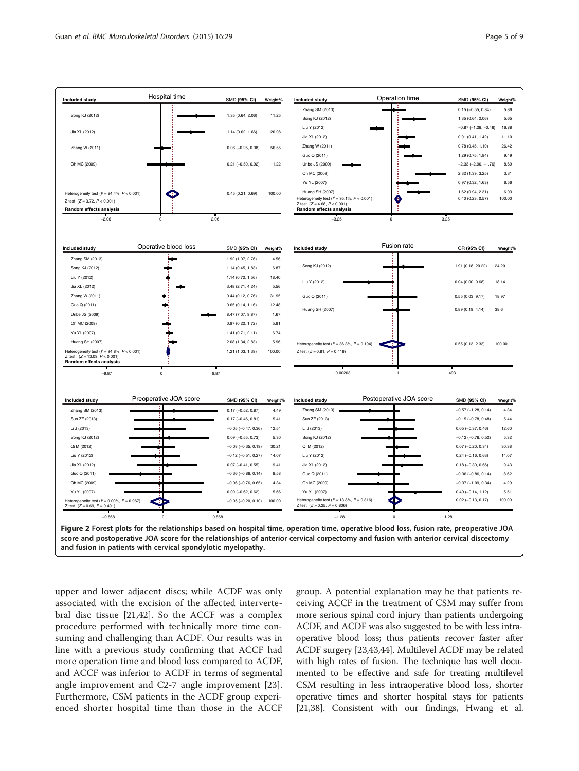**Hospital time**

| Included study | SMD (95% CI) | Weight% |
| --- | --- | --- |
| Song KJ (2012) | 1.35 (0.64, 2.06) | 11.25 |
| Jia XL (2012) | 1.14 (0.62, 1.66) | 20.98 |
| Zhang W (2011) | 0.06 (−0.25, 0.38) | 56.55 |
| Oh MC (2009) | 0.21 (−0.50, 0.92) | 11.22 |
| Heterogeneity test ($I^2$ = 84.4%, $P$ < 0.001) | 0.45 (0.21, 0.69) | 100.00 |
| Z test ($Z$ = 3.72, $P$ < 0.001) | | |
| Random effects analysis | | |

**Operation time**

| Included study | SMD (95% CI) | Weight% |
| --- | --- | --- |
| Zhang SM (2013) | 0.15 (−0.55, 0.84) | 5.86 |
| Song KJ (2012) | 1.35 (0.64, 2.06) | 5.65 |
| Liu Y (2012) | −0.87 (−1.28, −0.46) | 16.88 |
| Jia XL (2012) | 0.91 (0.41, 1.42) | 11.10 |
| Zhang W (2011) | 0.78 (0.45, 1.10) | 26.42 |
| Guo Q (2011) | 1.29 (0.75, 1.84) | 9.49 |
| Uribe JS (2009) | −2.33 (−2.90, −1.76) | 8.69 |
| Oh MC (2009) | 2.32 (1.39, 3.25) | 3.31 |
| Yu YL (2007) | 0.97 (0.32, 1.63) | 6.56 |
| Huang SH (2007) | 1.62 (0.94, 2.31) | 6.03 |
| Heterogeneity test ($I^2$ = 95.1%, $P$ < 0.001) | 0.40 (0.23, 0.57) | 100.00 |
| Z test ($Z$ = 4.68, $P$ < 0.001) | | |
| Random effects analysis | | |

**Operative blood loss**

| Included study | SMD (95% CI) | Weight% |
| --- | --- | --- |
| Zhang SM (2013) | 1.92 (1.07, 2.76) | 4.56 |
| Song KJ (2012) | 1.14 (0.45, 1.83) | 6.87 |
| Liu Y (2012) | 1.14 (0.72, 1.56) | 18.40 |
| Jia XL (2012) | 3.48 (2.71, 4.24) | 5.56 |
| Zhang W (2011) | 0.44 (0.12, 0.76) | 31.95 |
| Guo Q (2011) | 0.65 (0.14, 1.16) | 12.48 |
| Uribe JS (2009) | 8.47 (7.07, 9.87) | 1.67 |
| Oh MC (2009) | 0.97 (0.22, 1.72) | 5.81 |
| Yu YL (2007) | 1.41 (0.71, 2.11) | 6.74 |
| Huang SH (2007) | 2.08 (1.34, 2.83) | 5.96 |
| Heterogeneity test ($I^2$ = 94.8%, $P$ < 0.001) | 1.21 (1.03, 1.39) | 100.00 |
| Z test ($Z$ = 13.09, $P$ < 0.001) | | |
| Random effects analysis | | |

**Fusion rate**

| Included study | OR (95% CI) | Weight% |
| --- | --- | --- |
| Song KJ (2012) | 1.91 (0.18, 20.22) | 24.20 |
| Liu Y (2012) | 0.04 (0.00, 0.68) | 18.14 |
| Guo Q (2011) | 0.55 (0.03, 9.17) | 18.97 |
| Huang SH (2007) | 0.89 (0.19, 4.14) | 38.6 |
| Heterogeneity test ($I^2$ = 36.3%, $P$ = 0.194) | 0.55 (0.13, 2.33) | 100.00 |
| Z test ($Z$ = 0.81, $P$ = 0.416) | | |

**Preoperative JOA score**

| Included study | SMD (95% CI) | Weight% |
| --- | --- | --- |
| Zhang SM (2013) | 0.17 (−0.52, 0.87) | 4.49 |
| Sun ZF (2013) | 0.17 (−0.46, 0.81) | 5.41 |
| Li J (2013) | −0.05 (−0.47, 0.36) | 12.54 |
| Song KJ (2012) | 0.09 (−0.55, 0.73) | 5.30 |
| Qi M (2012) | −0.08 (−0.35, 0.19) | 30.21 |
| Liu Y (2012) | −0.12 (−0.51, 0.27) | 14.07 |
| Jia XL (2012) | 0.07 (−0.41, 0.55) | 9.41 |
| Guo Q (2011) | −0.36 (−0.86, 0.14) | 8.58 |
| Oh MC (2009) | −0.06 (−0.76, 0.65) | 4.34 |
| Yu YL (2007) | 0.00 (−0.62, 0.62) | 5.66 |
| Heterogeneity test ($I^2$ = 0.00%, $P$ = 0.967) | −0.05 (−0.20, 0.10) | 100.00 |
| Z test ($Z$ = 0.69, $P$ = 0.491) | | |

**Postoperative JOA score**

| Included study | SMD (95% CI) | Weight% |
| --- | --- | --- |
| Zhang SM (2013) | −0.57 (−1.28, 0.14) | 4.34 |
| Sun ZF (2013) | −0.15 (−0.78, 0.48) | 5.44 |
| Li J (2013) | 0.05 (−0.37, 0.46) | 12.60 |
| Song KJ (2012) | −0.12 (−0.76, 0.52) | 5.32 |
| Qi M (2012) | 0.07 (−0.20, 0.34) | 30.38 |
| Liu Y (2012) | 0.24 (−0.16, 0.63) | 14.07 |
| Jia XL (2012) | 0.18 (−0.30, 0.66) | 9.43 |
| Guo Q (2011) | −0.36 (−0.86, 0.14) | 8.62 |
| Oh MC (2009) | −0.37 (−1.09, 0.34) | 4.29 |
| Yu YL (2007) | 0.49 (−0.14, 1.12) | 5.51 |
| Heterogeneity test ($I^2$ = 13.8%, $P$ = 0.316) | 0.02 (−0.13, 0.17) | 100.00 |
| Z test ($Z$ = 0.25, $P$ = 0.806) | | |

**Figure 2** Forest plots for the relationships based on hospital time, operation time, operative blood loss, fusion rate, preoperative JOA score and postoperative JOA score for the relationships of anterior cervical corpectomy and fusion with anterior cervical discectomy and fusion in patients with cervical spondylotic myelopathy.

upper and lower adjacent discs; while ACDF was only associated with the excision of the affected intervertebral disc tissue [21,42]. So the ACCF was a complex procedure performed with technically more time consuming and challenging than ACDF. Our results was in line with a previous study confirming that ACCF had more operation time and blood loss compared to ACDF, and ACCF was inferior to ACDF in terms of segmental angle improvement and C2-7 angle improvement [23]. Furthermore, CSM patients in the ACDF group experienced shorter hospital time than those in the ACCF group. A potential explanation may be that patients receiving ACCF in the treatment of CSM may suffer from more serious spinal cord injury than patients undergoing ACDF, and ACDF was also suggested to be with less intraoperative blood loss; thus patients recover faster after ACDF surgery [23,43,44]. Multilevel ACDF may be related with high rates of fusion. The technique has well documented to be effective and safe for treating multilevel CSM resulting in less intraoperative blood loss, shorter operative times and shorter hospital stays for patients [21,38]. Consistent with our findings, Hwang et al.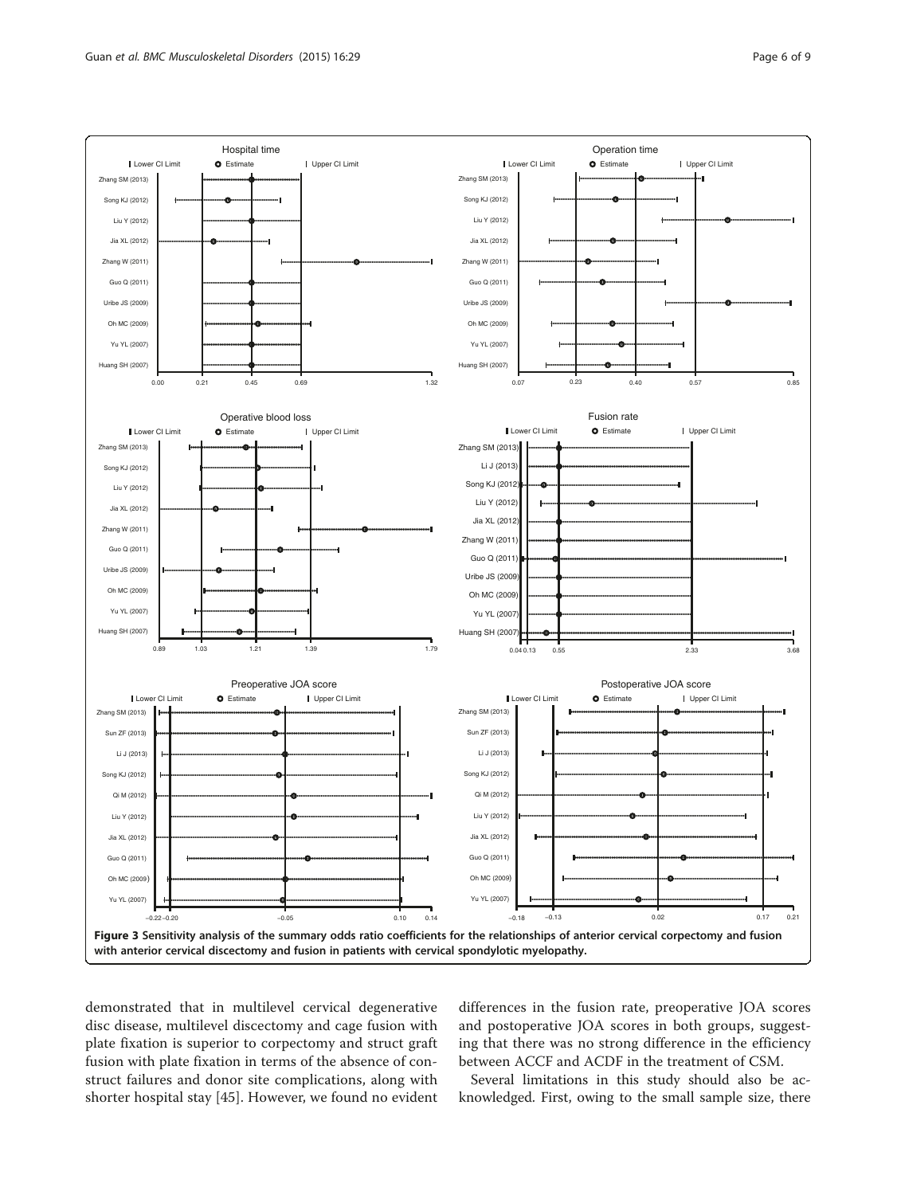**Figure 3 Sensitivity analysis of the summary odds ratio coefficients for the relationships of anterior cervical corpectomy and fusion with anterior cervical discectomy and fusion in patients with cervical spondylotic myelopathy.**

demonstrated that in multilevel cervical degenerative disc disease, multilevel discectomy and cage fusion with plate fixation is superior to corpectomy and struct graft fusion with plate fixation in terms of the absence of construct failures and donor site complications, along with shorter hospital stay [45]. However, we found no evident differences in the fusion rate, preoperative JOA scores and postoperative JOA scores in both groups, suggesting that there was no strong difference in the efficiency between ACCF and ACDF in the treatment of CSM.

Several limitations in this study should also be acknowledged. First, owing to the small sample size, there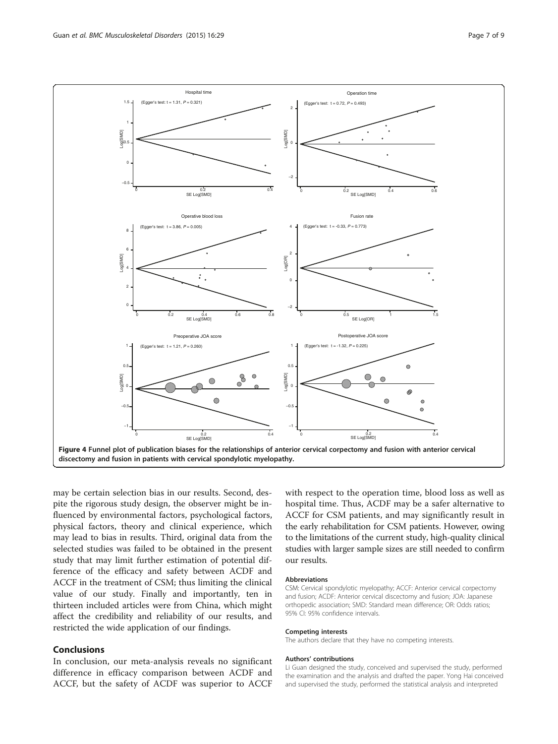Hospital time

(Egger's test: t = 1.31, P = 0.321)

Log[SMD]

SE Log[SMD]

Operation time

(Egger's test: t = 0.72, P = 0.493)

Log[SMD]

SE Log[SMD]

Operative blood loss

(Egger's test: t = 3.86, P = 0.005)

Log[SMD]

SE Log[SMD]

Fusion rate

(Egger's test: t = -0.33, P = 0.773)

Log[OR]

SE Log[OR]

Preoperative JOA score

(Egger's test: t = 1.21, P = 0.260)

Log[SMD]

SE Log[SMD]

Postoperative JOA score

(Egger's test: t = -1.32, P = 0.225)

Log[SMD]

SE Log[SMD]

**Figure 4 Funnel plot of publication biases for the relationships of anterior cervical corpectomy and fusion with anterior cervical discectomy and fusion in patients with cervical spondylotic myelopathy.**

may be certain selection bias in our results. Second, despite the rigorous study design, the observer might be influenced by environmental factors, psychological factors, physical factors, theory and clinical experience, which may lead to bias in results. Third, original data from the selected studies was failed to be obtained in the present study that may limit further estimation of potential difference of the efficacy and safety between ACDF and ACCF in the treatment of CSM; thus limiting the clinical value of our study. Finally and importantly, ten in thirteen included articles were from China, which might affect the credibility and reliability of our results, and restricted the wide application of our findings.

## Conclusions

In conclusion, our meta-analysis reveals no significant difference in efficacy comparison between ACDF and ACCF, but the safety of ACDF was superior to ACCF with respect to the operation time, blood loss as well as hospital time. Thus, ACDF may be a safer alternative to ACCF for CSM patients, and may significantly result in the early rehabilitation for CSM patients. However, owing to the limitations of the current study, high-quality clinical studies with larger sample sizes are still needed to confirm our results.

#### Abbreviations

CSM: Cervical spondylotic myelopathy; ACCF: Anterior cervical corpectomy and fusion; ACDF: Anterior cervical discectomy and fusion; JOA: Japanese orthopedic association; SMD: Standard mean difference; OR: Odds ratios; 95% CI: 95% confidence intervals.

#### Competing interests

The authors declare that they have no competing interests.

#### Authors' contributions

Li Guan designed the study, conceived and supervised the study, performed the examination and the analysis and drafted the paper. Yong Hai conceived and supervised the study, performed the statistical analysis and interpreted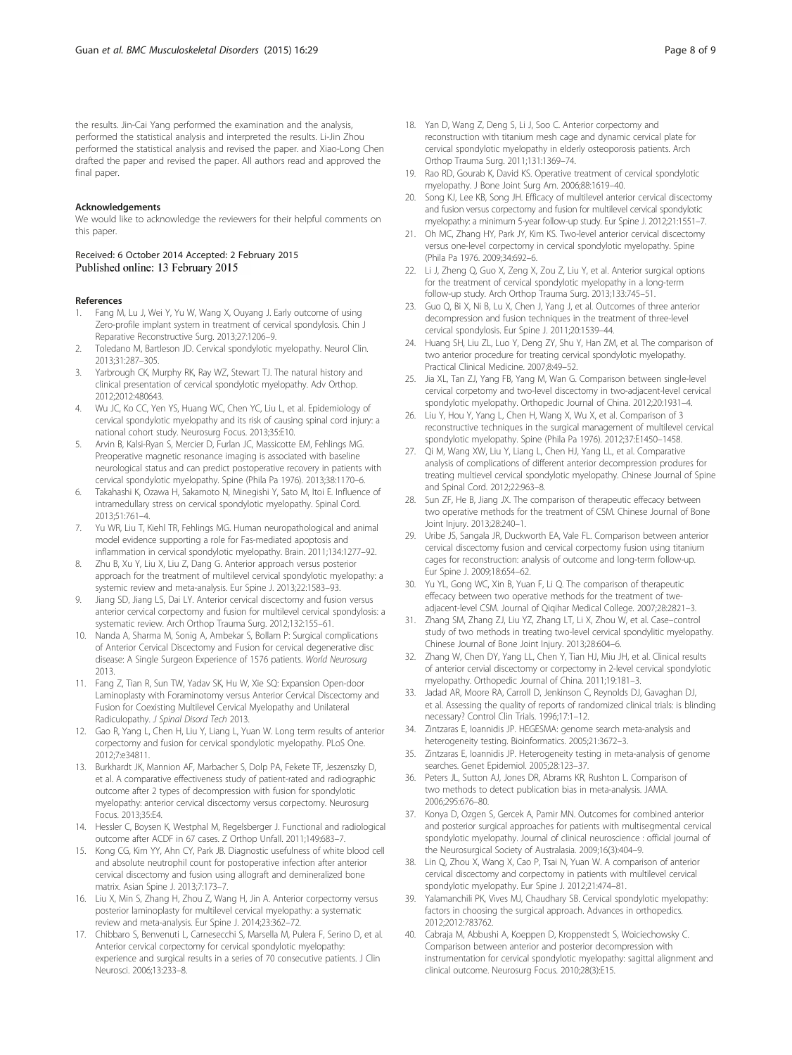the results. Jin-Cai Yang performed the examination and the analysis, performed the statistical analysis and interpreted the results. Li-Jin Zhou performed the statistical analysis and revised the paper. and Xiao-Long Chen drafted the paper and revised the paper. All authors read and approved the final paper.

#### Acknowledgements

We would like to acknowledge the reviewers for their helpful comments on this paper.

Received: 6 October 2014 Accepted: 2 February 2015
Published online: 13 February 2015

#### References

1. Fang M, Lu J, Wei Y, Yu W, Wang X, Ouyang J. Early outcome of using Zero-profile implant system in treatment of cervical spondylosis. Chin J Reparative Reconstructive Surg. 2013;27:1206–9.
2. Toledano M, Bartleson JD. Cervical spondylotic myelopathy. Neurol Clin. 2013;31:287–305.
3. Yarbrough CK, Murphy RK, Ray WZ, Stewart TJ. The natural history and clinical presentation of cervical spondylotic myelopathy. Adv Orthop. 2012;2012:480643.
4. Wu JC, Ko CC, Yen YS, Huang WC, Chen YC, Liu L, et al. Epidemiology of cervical spondylotic myelopathy and its risk of causing spinal cord injury: a national cohort study. Neurosurg Focus. 2013;35:E10.
5. Arvin B, Kalsi-Ryan S, Mercier D, Furlan JC, Massicotte EM, Fehlings MG. Preoperative magnetic resonance imaging is associated with baseline neurological status and can predict postoperative recovery in patients with cervical spondylotic myelopathy. Spine (Phila Pa 1976). 2013;38:1170–6.
6. Takahashi K, Ozawa H, Sakamoto N, Minegishi Y, Sato M, Itoi E. Influence of intramedullary stress on cervical spondylotic myelopathy. Spinal Cord. 2013;51:761–4.
7. Yu WR, Liu T, Kiehl TR, Fehlings MG. Human neuropathological and animal model evidence supporting a role for Fas-mediated apoptosis and inflammation in cervical spondylotic myelopathy. Brain. 2011;134:1277–92.
8. Zhu B, Xu Y, Liu X, Liu Z, Dang G. Anterior approach versus posterior approach for the treatment of multilevel cervical spondylotic myelopathy: a systemic review and meta-analysis. Eur Spine J. 2013;22:1583–93.
9. Jiang SD, Jiang LS, Dai LY. Anterior cervical discectomy and fusion versus anterior cervical corpectomy and fusion for multilevel cervical spondylosis: a systematic review. Arch Orthop Trauma Surg. 2012;132:155–61.
10. Nanda A, Sharma M, Sonig A, Ambekar S, Bollam P: Surgical complications of Anterior Cervical Discectomy and Fusion for cervical degenerative disc disease: A Single Surgeon Experience of 1576 patients. *World Neurosurg* 2013.
11. Fang Z, Tian R, Sun TW, Yadav SK, Hu W, Xie SQ: Expansion Open-door Laminoplasty with Foraminotomy versus Anterior Cervical Discectomy and Fusion for Coexisting Multilevel Cervical Myelopathy and Unilateral Radiculopathy. *J Spinal Disord Tech* 2013.
12. Gao R, Yang L, Chen H, Liu Y, Liang L, Yuan W. Long term results of anterior corpectomy and fusion for cervical spondylotic myelopathy. PLoS One. 2012;7:e34811.
13. Burkhardt JK, Mannion AF, Marbacher S, Dolp PA, Fekete TF, Jeszenszky D, et al. A comparative effectiveness study of patient-rated and radiographic outcome after 2 types of decompression with fusion for spondylotic myelopathy: anterior cervical discectomy versus corpectomy. Neurosurg Focus. 2013;35:E4.
14. Hessler C, Boysen K, Westphal M, Regelsberger J. Functional and radiological outcome after ACDF in 67 cases. Z Orthop Unfall. 2011;149:683–7.
15. Kong CG, Kim YY, Ahn CY, Park JB. Diagnostic usefulness of white blood cell and absolute neutrophil count for postoperative infection after anterior cervical discectomy and fusion using allograft and demineralized bone matrix. Asian Spine J. 2013;7:173–7.
16. Liu X, Min S, Zhang H, Zhou Z, Wang H, Jin A. Anterior corpectomy versus posterior laminoplasty for multilevel cervical myelopathy: a systematic review and meta-analysis. Eur Spine J. 2014;23:362–72.
17. Chibbaro S, Benvenuti L, Carnesecchi S, Marsella M, Pulera F, Serino D, et al. Anterior cervical corpectomy for cervical spondylotic myelopathy: experience and surgical results in a series of 70 consecutive patients. J Clin Neurosci. 2006;13:233–8.
18. Yan D, Wang Z, Deng S, Li J, Soo C. Anterior corpectomy and reconstruction with titanium mesh cage and dynamic cervical plate for cervical spondylotic myelopathy in elderly osteoporosis patients. Arch Orthop Trauma Surg. 2011;131:1369–74.
19. Rao RD, Gourab K, David KS. Operative treatment of cervical spondylotic myelopathy. J Bone Joint Surg Am. 2006;88:1619–40.
20. Song KJ, Lee KB, Song JH. Efficacy of multilevel anterior cervical discectomy and fusion versus corpectomy and fusion for multilevel cervical spondylotic myelopathy: a minimum 5-year follow-up study. Eur Spine J. 2012;21:1551–7.
21. Oh MC, Zhang HY, Park JY, Kim KS. Two-level anterior cervical discectomy versus one-level corpectomy in cervical spondylotic myelopathy. Spine (Phila Pa 1976. 2009;34:692–6.
22. Li J, Zheng Q, Guo X, Zeng X, Zou Z, Liu Y, et al. Anterior surgical options for the treatment of cervical spondylotic myelopathy in a long-term follow-up study. Arch Orthop Trauma Surg. 2013;133:745–51.
23. Guo Q, Bi X, Ni B, Lu X, Chen J, Yang J, et al. Outcomes of three anterior decompression and fusion techniques in the treatment of three-level cervical spondylosis. Eur Spine J. 2011;20:1539–44.
24. Huang SH, Liu ZL, Luo Y, Deng ZY, Shu Y, Han ZM, et al. The comparison of two anterior procedure for treating cervical spondylotic myelopathy. Practical Clinical Medicine. 2007;8:49–52.
25. Jia XL, Tan ZJ, Yang FB, Yang M, Wan G. Comparison between single-level cervical corpetomy and two-level discectomy in two-adjacent-level cervical spondylotic myelopathy. Orthopedic Journal of China. 2012;20:1931–4.
26. Liu Y, Hou Y, Yang L, Chen H, Wang X, Wu X, et al. Comparison of 3 reconstructive techniques in the surgical management of multilevel cervical spondylotic myelopathy. Spine (Phila Pa 1976). 2012;37:E1450–1458.
27. Qi M, Wang XW, Liu Y, Liang L, Chen HJ, Yang LL, et al. Comparative analysis of complications of different anterior decompression produres for treating multievel cervical spondylotic myelopathy. Chinese Journal of Spine and Spinal Cord. 2012;22:963–8.
28. Sun ZF, He B, Jiang JX. The comparison of therapeutic effecacy between two operative methods for the treatment of CSM. Chinese Journal of Bone Joint Injury. 2013;28:240–1.
29. Uribe JS, Sangala JR, Duckworth EA, Vale FL. Comparison between anterior cervical discectomy fusion and cervical corpectomy fusion using titanium cages for reconstruction: analysis of outcome and long-term follow-up. Eur Spine J. 2009;18:654–62.
30. Yu YL, Gong WC, Xin B, Yuan F, Li Q. The comparison of therapeutic effecacy between two operative methods for the treatment of twe-adjacent-level CSM. Journal of Qiqihar Medical College. 2007;28:2821–3.
31. Zhang SM, Zhang ZJ, Liu YZ, Zhang LT, Li X, Zhou W, et al. Case–control study of two methods in treating two-level cervical spondylitic myelopathy. Chinese Journal of Bone Joint Injury. 2013;28:604–6.
32. Zhang W, Chen DY, Yang LL, Chen Y, Tian HJ, Miu JH, et al. Clinical results of anterior cervial discectomy or corpectomy in 2-level cervical spondylotic myelopathy. Orthopedic Journal of China. 2011;19:181–3.
33. Jadad AR, Moore RA, Carroll D, Jenkinson C, Reynolds DJ, Gavaghan DJ, et al. Assessing the quality of reports of randomized clinical trials: is blinding necessary? Control Clin Trials. 1996;17:1–12.
34. Zintzaras E, Ioannidis JP. HEGESMA: genome search meta-analysis and heterogeneity testing. Bioinformatics. 2005;21:3672–3.
35. Zintzaras E, Ioannidis JP. Heterogeneity testing in meta-analysis of genome searches. Genet Epidemiol. 2005;28:123–37.
36. Peters JL, Sutton AJ, Jones DR, Abrams KR, Rushton L. Comparison of two methods to detect publication bias in meta-analysis. JAMA. 2006;295:676–80.
37. Konya D, Ozgen S, Gercek A, Pamir MN. Outcomes for combined anterior and posterior surgical approaches for patients with multisegmental cervical spondylotic myelopathy. Journal of clinical neuroscience : official journal of the Neurosurgical Society of Australasia. 2009;16(3):404–9.
38. Lin Q, Zhou X, Wang X, Cao P, Tsai N, Yuan W. A comparison of anterior cervical discectomy and corpectomy in patients with multilevel cervical spondylotic myelopathy. Eur Spine J. 2012;21:474–81.
39. Yalamanchili PK, Vives MJ, Chaudhary SB. Cervical spondylotic myelopathy: factors in choosing the surgical approach. Advances in orthopedics. 2012;2012:783762.
40. Cabraja M, Abbushi A, Koeppen D, Kroppenstedt S, Woiciechowsky C. Comparison between anterior and posterior decompression with instrumentation for cervical spondylotic myelopathy: sagittal alignment and clinical outcome. Neurosurg Focus. 2010;28(3):E15.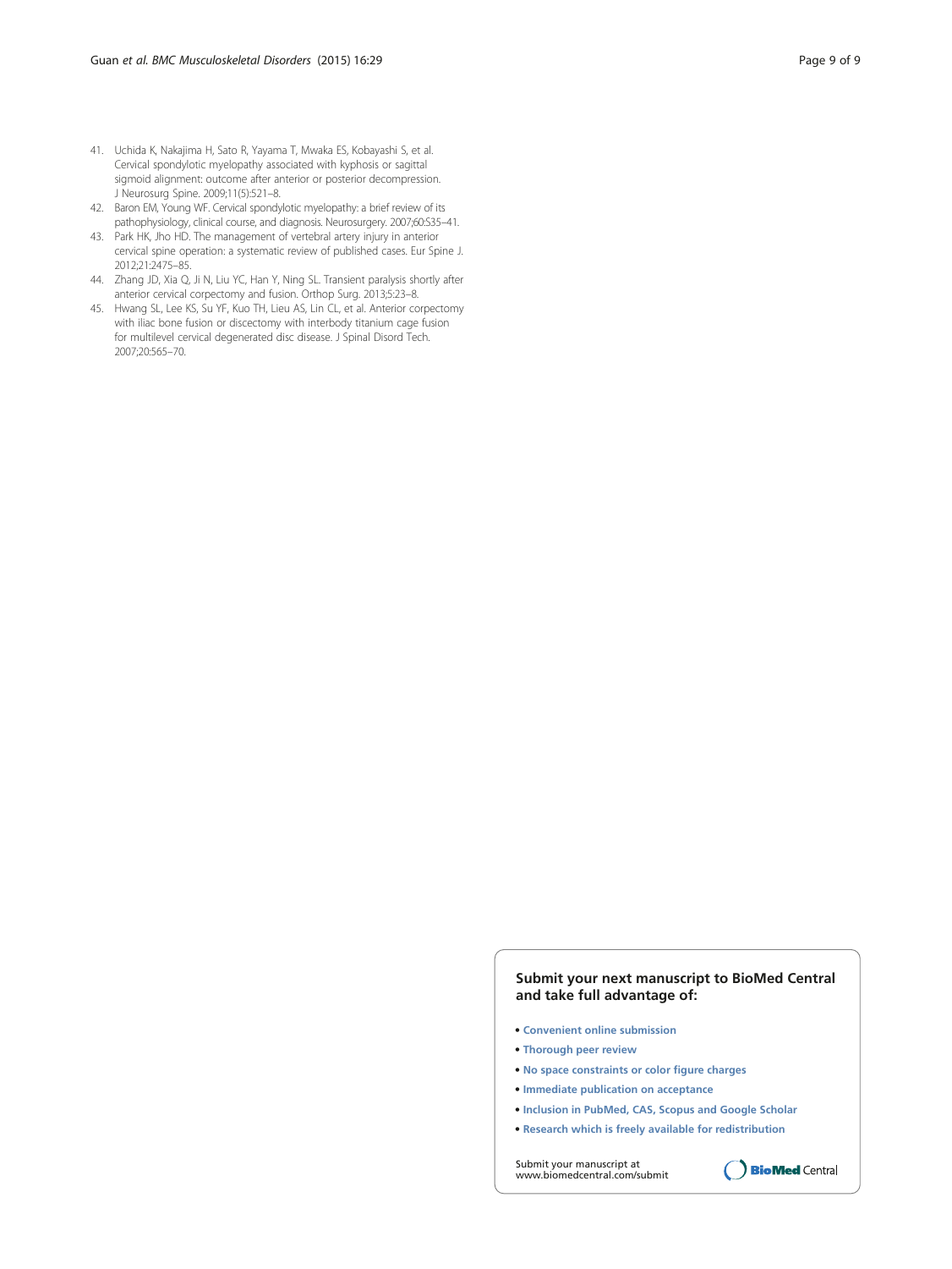41. Uchida K, Nakajima H, Sato R, Yayama T, Mwaka ES, Kobayashi S, et al. Cervical spondylotic myelopathy associated with kyphosis or sagittal sigmoid alignment: outcome after anterior or posterior decompression. J Neurosurg Spine. 2009;11(5):521–8.
42. Baron EM, Young WF. Cervical spondylotic myelopathy: a brief review of its pathophysiology, clinical course, and diagnosis. Neurosurgery. 2007;60:S35–41.
43. Park HK, Jho HD. The management of vertebral artery injury in anterior cervical spine operation: a systematic review of published cases. Eur Spine J. 2012;21:2475–85.
44. Zhang JD, Xia Q, Ji N, Liu YC, Han Y, Ning SL. Transient paralysis shortly after anterior cervical corpectomy and fusion. Orthop Surg. 2013;5:23–8.
45. Hwang SL, Lee KS, Su YF, Kuo TH, Lieu AS, Lin CL, et al. Anterior corpectomy with iliac bone fusion or discectomy with interbody titanium cage fusion for multilevel cervical degenerated disc disease. J Spinal Disord Tech. 2007;20:565–70.

**Submit your next manuscript to BioMed Central and take full advantage of:**

- **Convenient online submission**
- **Thorough peer review**
- **No space constraints or color figure charges**
- **Immediate publication on acceptance**
- **Inclusion in PubMed, CAS, Scopus and Google Scholar**
- **Research which is freely available for redistribution**

Submit your manuscript at
www.biomedcentral.com/submit

BioMed Central